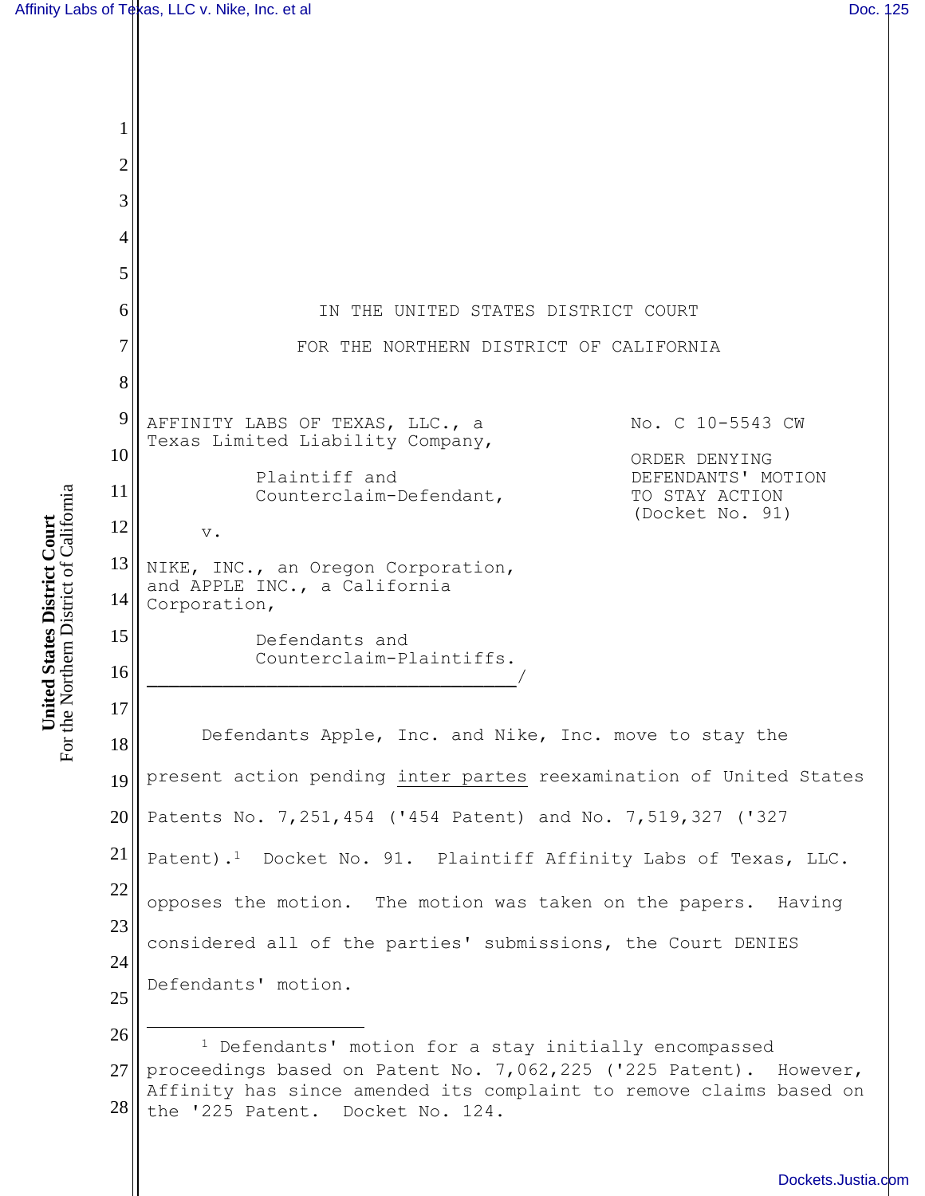IN THE UNITED STATES DISTRICT COURT

FOR THE NORTHERN DISTRICT OF CALIFORNIA

AFFINITY LABS OF TEXAS, LLC., a Texas Limited Liability Company,

Plaintiff and Counterclaim-Defendant,

v.

NIKE, INC., an Oregon Corporation, and APPLE INC., a California Corporation,

Defendants and Counterclaim-Plaintiffs.

No. C 10-5543 CW

ORDER DENYING DEFENDANTS' MOTION TO STAY ACTION (Docket No. 91)

Defendants Apple, Inc. and Nike, Inc. move to stay the present action pending inter partes reexamination of United States Patents No. 7,251,454 ('454 Patent) and No. 7,519,327 ('327 Patent).[1] Docket No. 91. Plaintiff Affinity Labs of Texas, LLC. opposes the motion. The motion was taken on the papers. Having considered all of the parties' submissions, the Court DENIES Defendants' motion.

[1] Defendants' motion for a stay initially encompassed proceedings based on Patent No. 7,062,225 ('225 Patent). However, Affinity has since amended its complaint to remove claims based on the '225 Patent. Docket No. 124.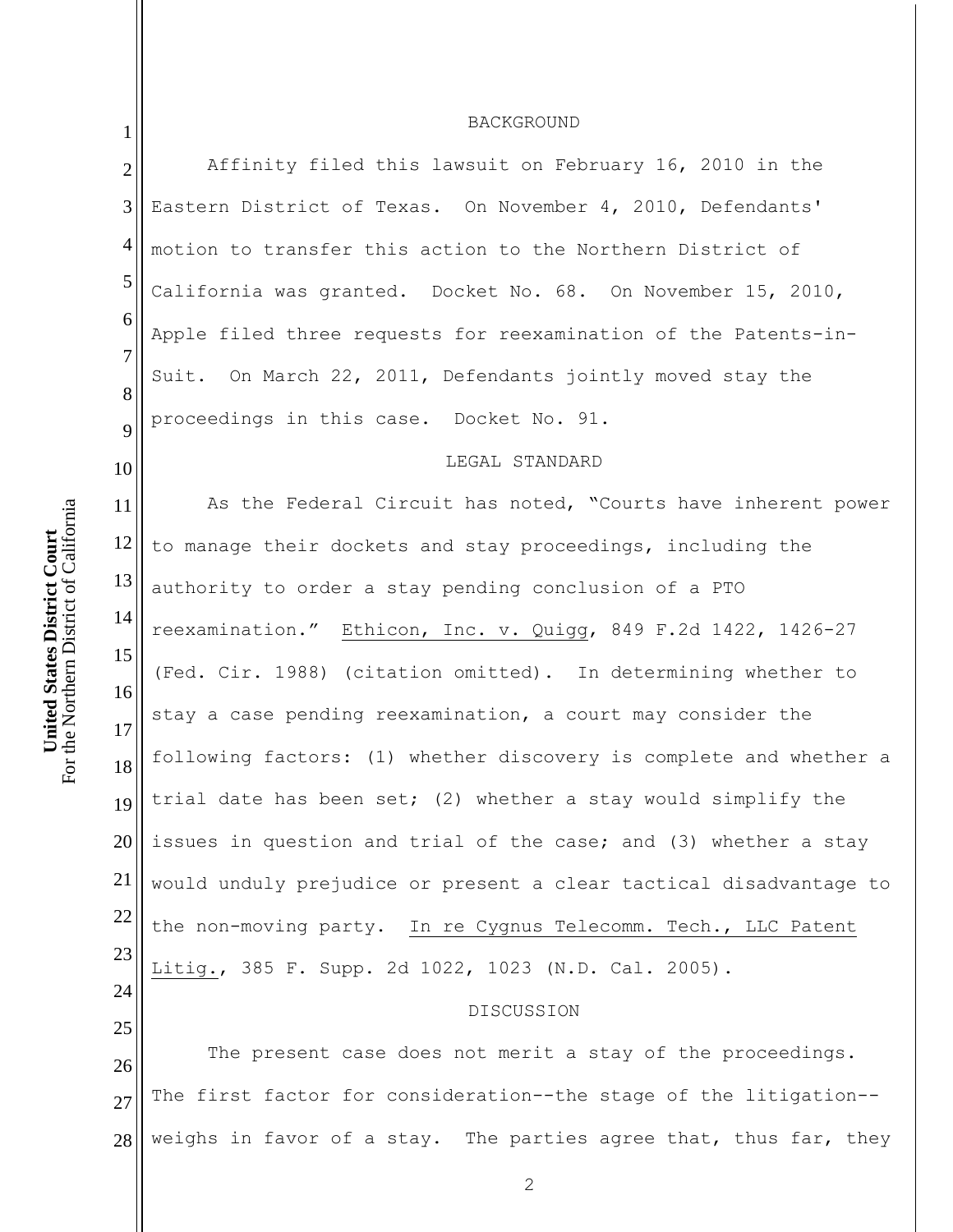## BACKGROUND

Affinity filed this lawsuit on February 16, 2010 in the Eastern District of Texas. On November 4, 2010, Defendants' motion to transfer this action to the Northern District of California was granted. Docket No. 68. On November 15, 2010, Apple filed three requests for reexamination of the Patents-in-Suit. On March 22, 2011, Defendants jointly moved stay the proceedings in this case. Docket No. 91.

## LEGAL STANDARD

As the Federal Circuit has noted, "Courts have inherent power to manage their dockets and stay proceedings, including the authority to order a stay pending conclusion of a PTO reexamination." Ethicon, Inc. v. Quigg, 849 F.2d 1422, 1426-27 (Fed. Cir. 1988) (citation omitted). In determining whether to stay a case pending reexamination, a court may consider the following factors: (1) whether discovery is complete and whether a trial date has been set; (2) whether a stay would simplify the issues in question and trial of the case; and (3) whether a stay would unduly prejudice or present a clear tactical disadvantage to the non-moving party. In re Cygnus Telecomm. Tech., LLC Patent Litig., 385 F. Supp. 2d 1022, 1023 (N.D. Cal. 2005).

## DISCUSSION

The present case does not merit a stay of the proceedings. The first factor for consideration--the stage of the litigation--weighs in favor of a stay. The parties agree that, thus far, they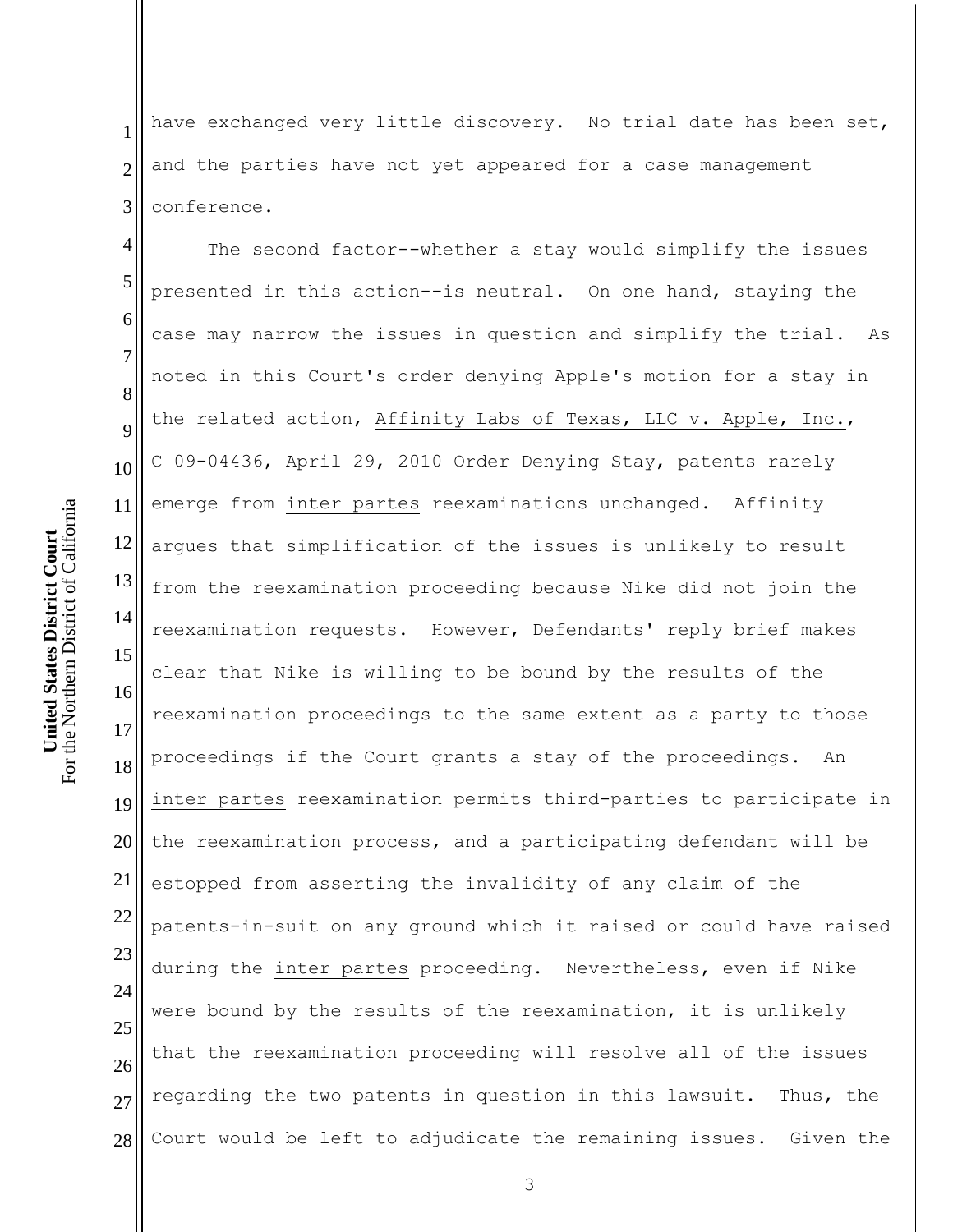have exchanged very little discovery. No trial date has been set, and the parties have not yet appeared for a case management conference.

The second factor--whether a stay would simplify the issues presented in this action--is neutral. On one hand, staying the case may narrow the issues in question and simplify the trial. As noted in this Court's order denying Apple's motion for a stay in the related action, Affinity Labs of Texas, LLC v. Apple, Inc., C 09-04436, April 29, 2010 Order Denying Stay, patents rarely emerge from *inter partes* reexaminations unchanged. Affinity argues that simplification of the issues is unlikely to result from the reexamination proceeding because Nike did not join the reexamination requests. However, Defendants' reply brief makes clear that Nike is willing to be bound by the results of the reexamination proceedings to the same extent as a party to those proceedings if the Court grants a stay of the proceedings. An *inter partes* reexamination permits third-parties to participate in the reexamination process, and a participating defendant will be estopped from asserting the invalidity of any claim of the patents-in-suit on any ground which it raised or could have raised during the *inter partes* proceeding. Nevertheless, even if Nike were bound by the results of the reexamination, it is unlikely that the reexamination proceeding will resolve all of the issues regarding the two patents in question in this lawsuit. Thus, the Court would be left to adjudicate the remaining issues. Given the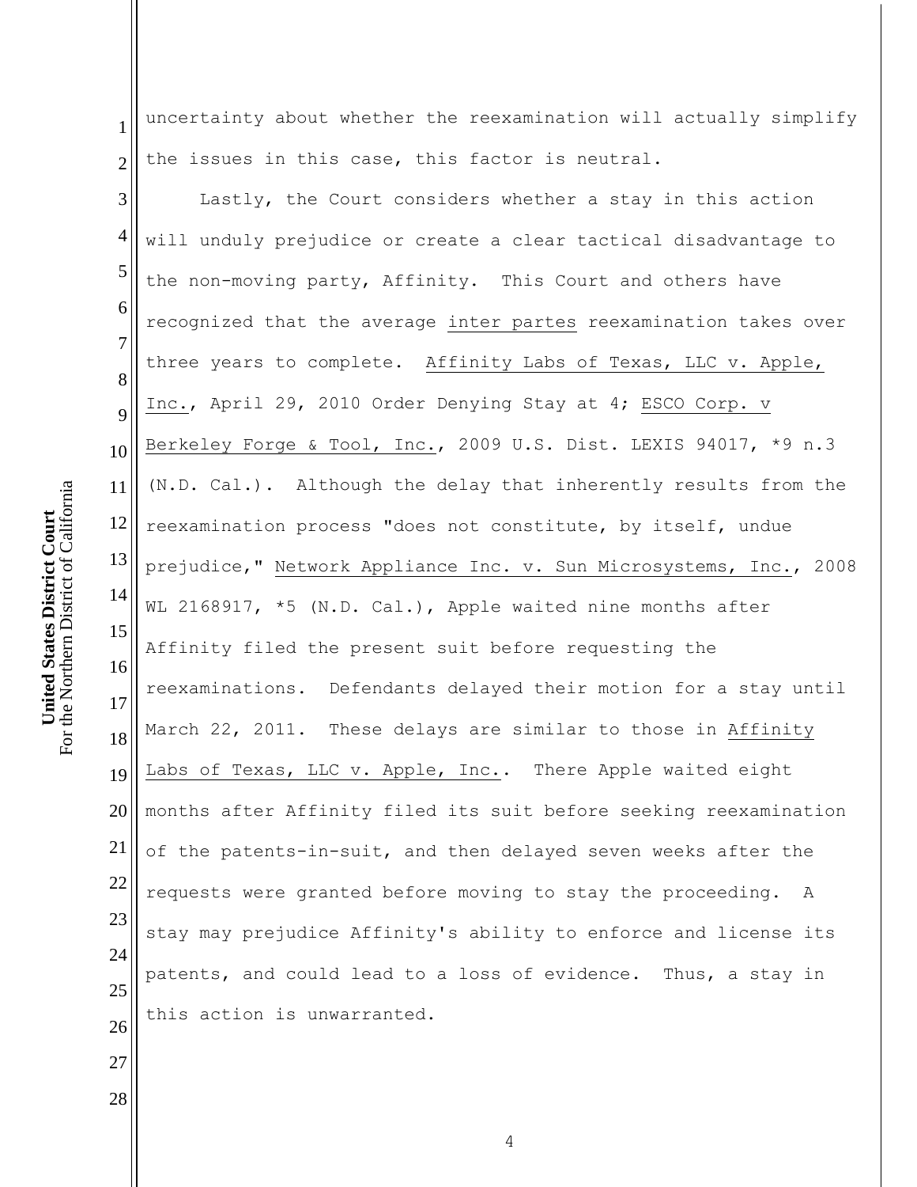uncertainty about whether the reexamination will actually simplify the issues in this case, this factor is neutral.

Lastly, the Court considers whether a stay in this action will unduly prejudice or create a clear tactical disadvantage to the non-moving party, Affinity. This Court and others have recognized that the average inter partes reexamination takes over three years to complete. Affinity Labs of Texas, LLC v. Apple, Inc., April 29, 2010 Order Denying Stay at 4; ESCO Corp. v Berkeley Forge & Tool, Inc., 2009 U.S. Dist. LEXIS 94017, *9 n.3 (N.D. Cal.). Although the delay that inherently results from the reexamination process "does not constitute, by itself, undue prejudice," Network Appliance Inc. v. Sun Microsystems, Inc., 2008 WL 2168917, *5 (N.D. Cal.), Apple waited nine months after Affinity filed the present suit before requesting the reexaminations. Defendants delayed their motion for a stay until March 22, 2011. These delays are similar to those in Affinity Labs of Texas, LLC v. Apple, Inc.. There Apple waited eight months after Affinity filed its suit before seeking reexamination of the patents-in-suit, and then delayed seven weeks after the requests were granted before moving to stay the proceeding. A stay may prejudice Affinity's ability to enforce and license its patents, and could lead to a loss of evidence. Thus, a stay in this action is unwarranted.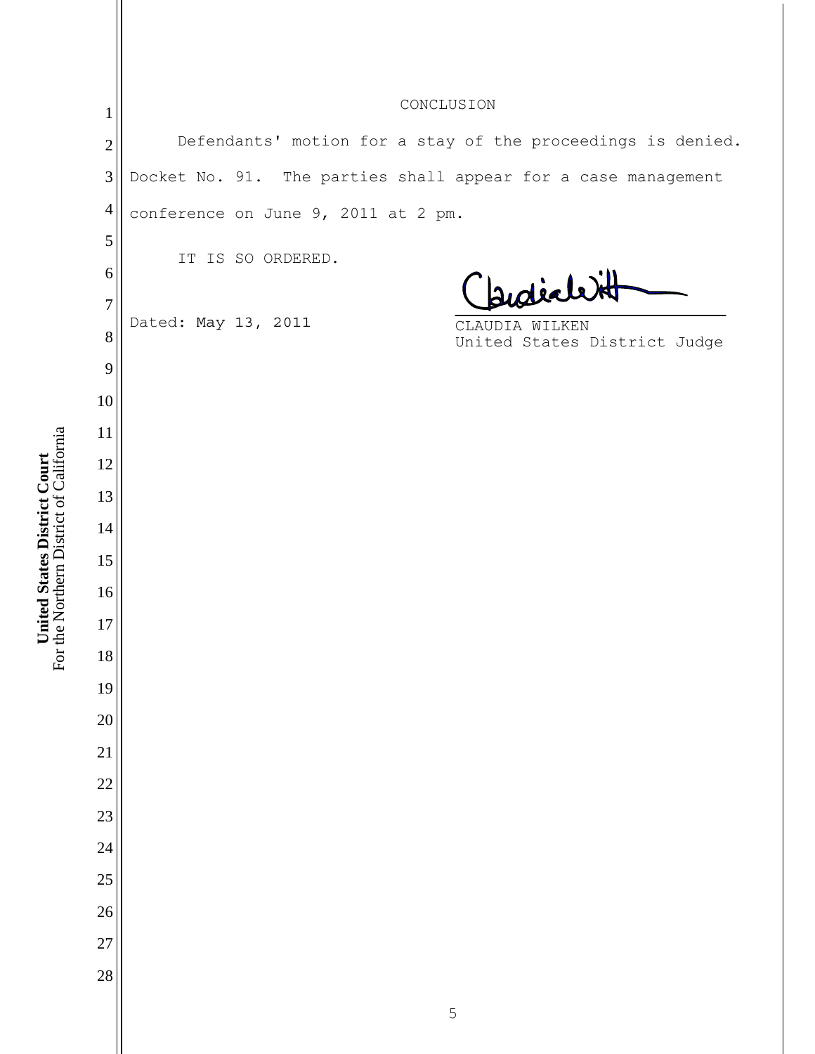## CONCLUSION

Defendants' motion for a stay of the proceedings is denied. Docket No. 91. The parties shall appear for a case management conference on June 9, 2011 at 2 pm.

IT IS SO ORDERED.

Dated: May 13, 2011

CLAUDIA WILKEN
United States District Judge